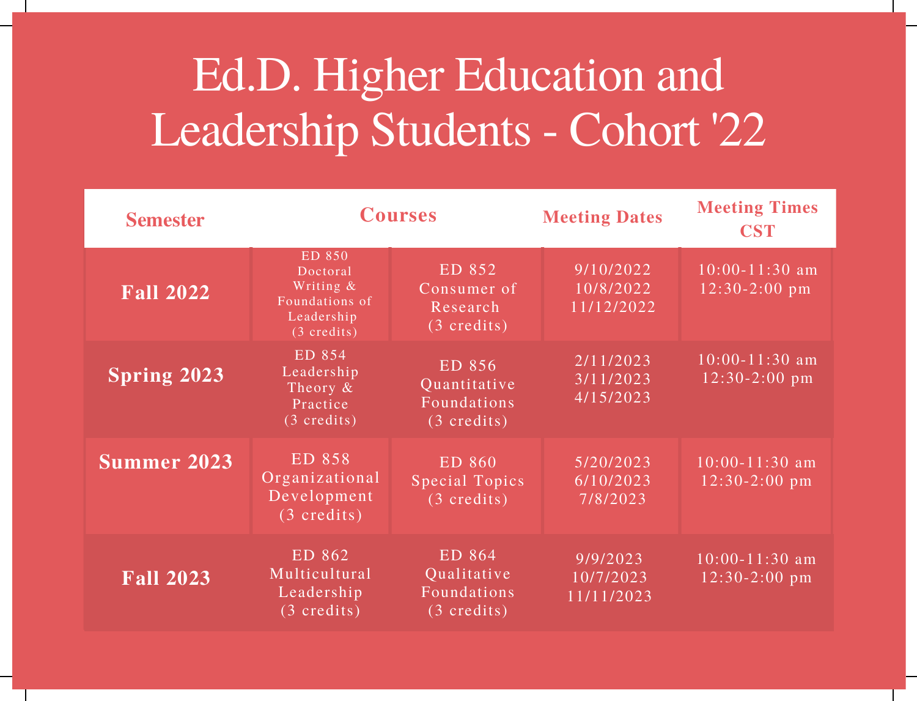# Ed.D. Higher Education and Leadership Students - Cohort '22

| Semester | Courses | | Meeting Dates | Meeting Times CST |
|---|---|---|---|---|
| **Fall 2022** | ED 850 Doctoral Writing & Foundations of Leadership (3 credits) | ED 852 Consumer of Research (3 credits) | 9/10/2022<br>10/8/2022<br>11/12/2022 | 10:00-11:30 am<br>12:30-2:00 pm |
| **Spring 2023** | ED 854 Leadership Theory & Practice (3 credits) | ED 856 Quantitative Foundations (3 credits) | 2/11/2023<br>3/11/2023<br>4/15/2023 | 10:00-11:30 am<br>12:30-2:00 pm |
| **Summer 2023** | ED 858 Organizational Development (3 credits) | ED 860 Special Topics (3 credits) | 5/20/2023<br>6/10/2023<br>7/8/2023 | 10:00-11:30 am<br>12:30-2:00 pm |
| **Fall 2023** | ED 862 Multicultural Leadership (3 credits) | ED 864 Qualitative Foundations (3 credits) | 9/9/2023<br>10/7/2023<br>11/11/2023 | 10:00-11:30 am<br>12:30-2:00 pm |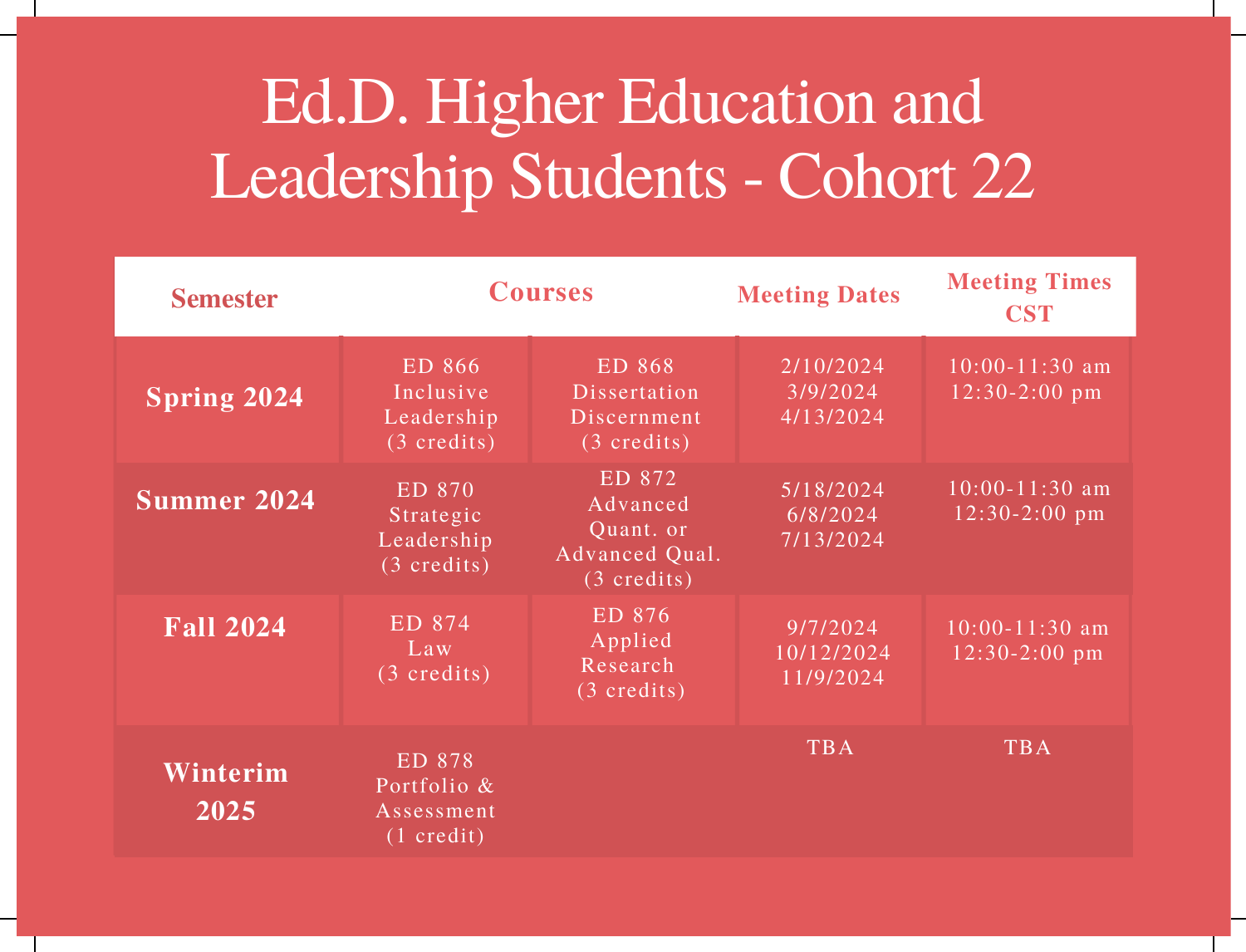# Ed.D. Higher Education and Leadership Students - Cohort 22

| Semester | Courses | | Meeting Dates | Meeting Times CST |
|---|---|---|---|---|
| **Spring 2024** | ED 866 Inclusive Leadership (3 credits) | ED 868 Dissertation Discernment (3 credits) | 2/10/2024<br>3/9/2024<br>4/13/2024 | 10:00-11:30 am<br>12:30-2:00 pm |
| **Summer 2024** | ED 870 Strategic Leadership (3 credits) | ED 872 Advanced Quant. or Advanced Qual. (3 credits) | 5/18/2024<br>6/8/2024<br>7/13/2024 | 10:00-11:30 am<br>12:30-2:00 pm |
| **Fall 2024** | ED 874 Law (3 credits) | ED 876 Applied Research (3 credits) | 9/7/2024<br>10/12/2024<br>11/9/2024 | 10:00-11:30 am<br>12:30-2:00 pm |
| **Winterim 2025** | ED 878 Portfolio & Assessment (1 credit) | | TBA | TBA |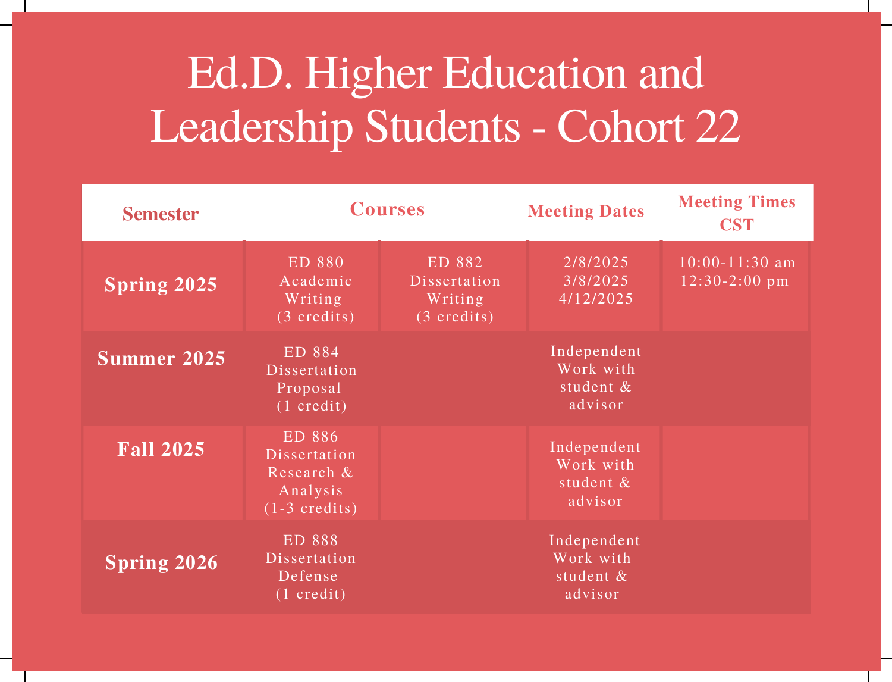# Ed.D. Higher Education and Leadership Students - Cohort 22

| Semester | Courses | | Meeting Dates | Meeting Times CST |
|---|---|---|---|---|
| **Spring 2025** | ED 880 Academic Writing (3 credits) | ED 882 Dissertation Writing (3 credits) | 2/8/2025 3/8/2025 4/12/2025 | 10:00-11:30 am 12:30-2:00 pm |
| **Summer 2025** | ED 884 Dissertation Proposal (1 credit) | | Independent Work with student & advisor | |
| **Fall 2025** | ED 886 Dissertation Research & Analysis (1-3 credits) | | Independent Work with student & advisor | |
| **Spring 2026** | ED 888 Dissertation Defense (1 credit) | | Independent Work with student & advisor | |